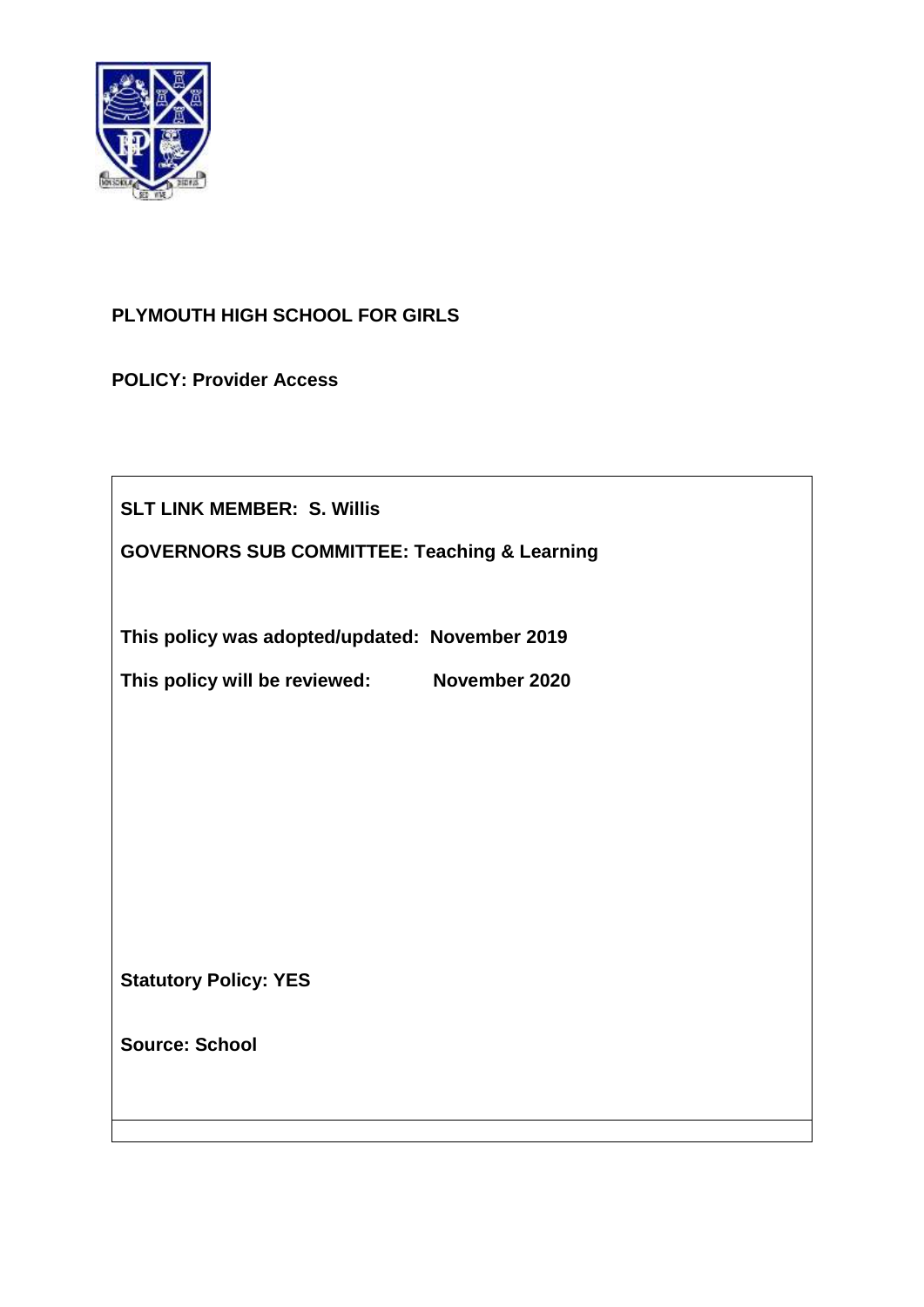**PLYMOUTH HIGH SCHOOL FOR GIRLS**

**POLICY: Provider Access**

**SLT LINK MEMBER: S. Willis**

**GOVERNORS SUB COMMITTEE: Teaching & Learning**

**This policy was adopted/updated: November 2019**

**This policy will be reviewed: November 2020**

**Statutory Policy: YES**

**Source: School**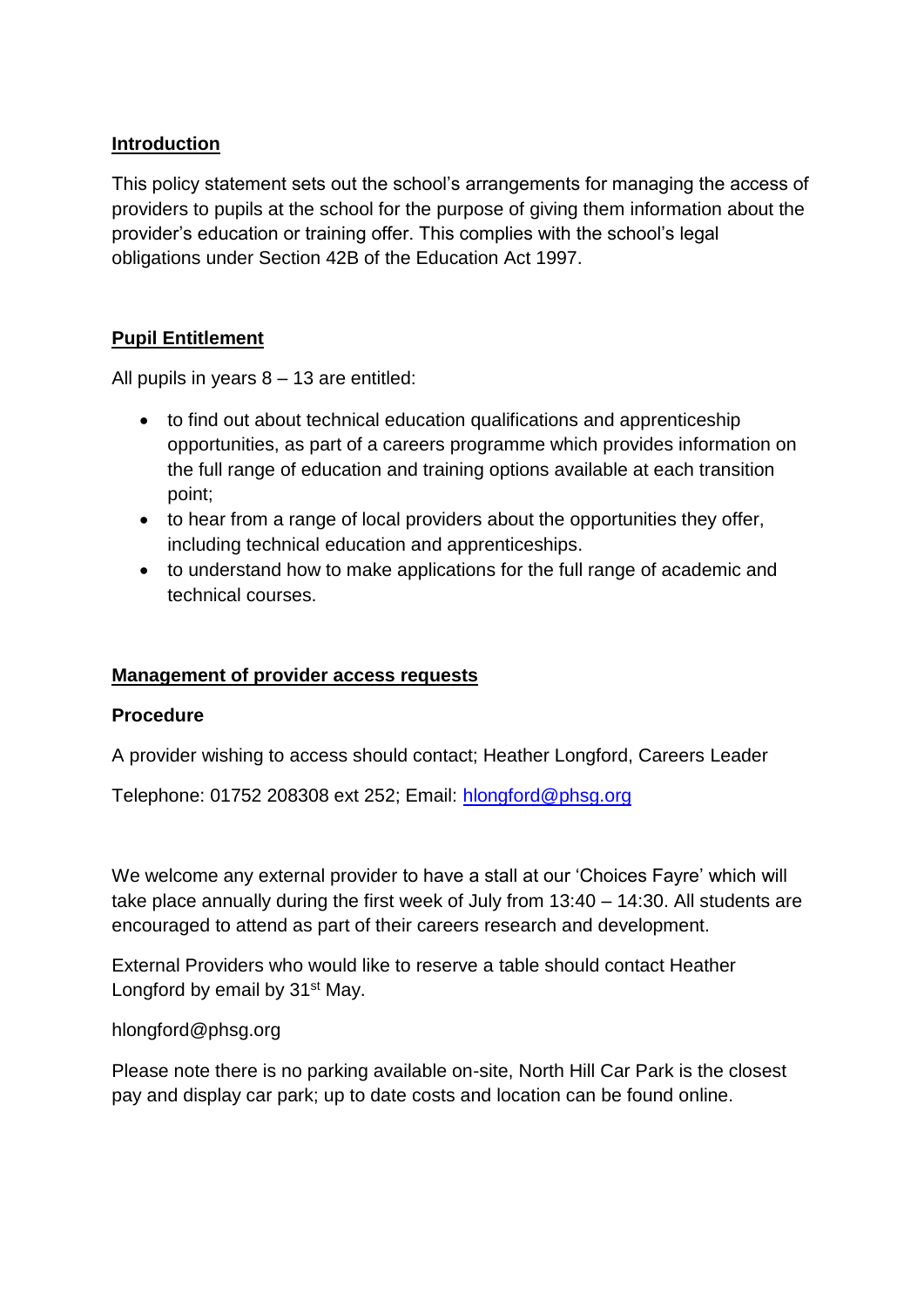## Introduction

This policy statement sets out the school's arrangements for managing the access of providers to pupils at the school for the purpose of giving them information about the provider's education or training offer. This complies with the school's legal obligations under Section 42B of the Education Act 1997.

## Pupil Entitlement

All pupils in years 8 – 13 are entitled:

- to find out about technical education qualifications and apprenticeship opportunities, as part of a careers programme which provides information on the full range of education and training options available at each transition point;
- to hear from a range of local providers about the opportunities they offer, including technical education and apprenticeships.
- to understand how to make applications for the full range of academic and technical courses.

## Management of provider access requests

### Procedure

A provider wishing to access should contact; Heather Longford, Careers Leader

Telephone: 01752 208308 ext 252; Email: hlongford@phsg.org

We welcome any external provider to have a stall at our 'Choices Fayre' which will take place annually during the first week of July from 13:40 – 14:30. All students are encouraged to attend as part of their careers research and development.

External Providers who would like to reserve a table should contact Heather Longford by email by 31st May.

hlongford@phsg.org

Please note there is no parking available on-site, North Hill Car Park is the closest pay and display car park; up to date costs and location can be found online.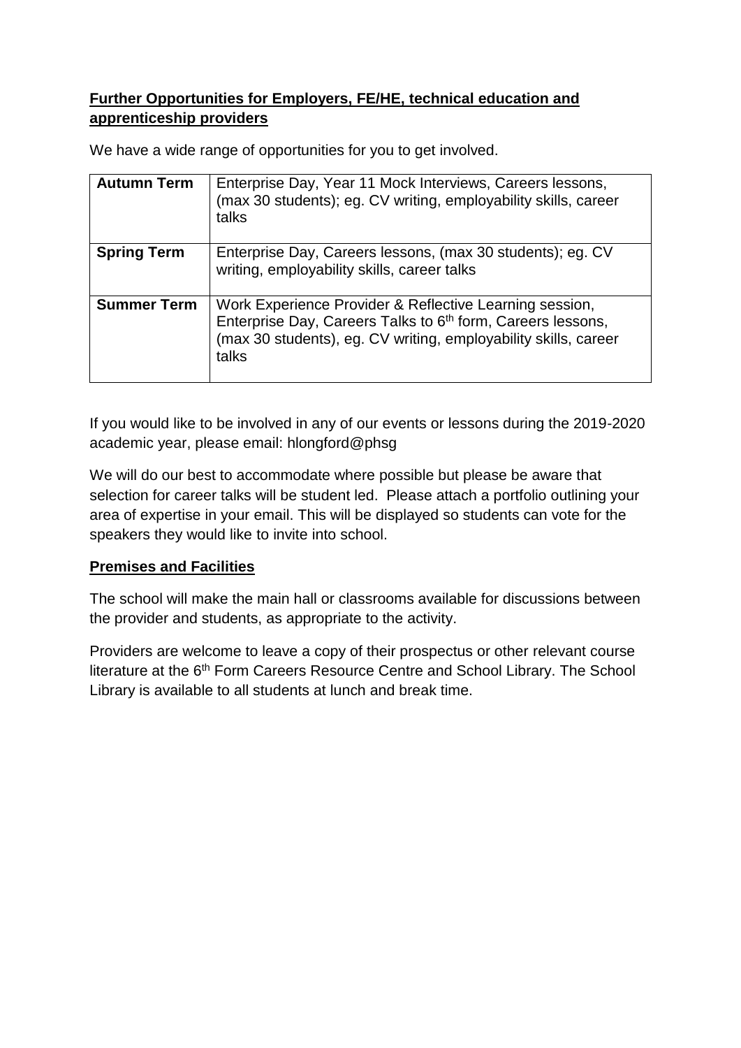**Further Opportunities for Employers, FE/HE, technical education and apprenticeship providers**

We have a wide range of opportunities for you to get involved.

| | |
|---|---|
| **Autumn Term** | Enterprise Day, Year 11 Mock Interviews, Careers lessons, (max 30 students); eg. CV writing, employability skills, career talks |
| **Spring Term** | Enterprise Day, Careers lessons, (max 30 students); eg. CV writing, employability skills, career talks |
| **Summer Term** | Work Experience Provider & Reflective Learning session, Enterprise Day, Careers Talks to 6th form, Careers lessons, (max 30 students), eg. CV writing, employability skills, career talks |

If you would like to be involved in any of our events or lessons during the 2019-2020 academic year, please email: hlongford@phsg

We will do our best to accommodate where possible but please be aware that selection for career talks will be student led. Please attach a portfolio outlining your area of expertise in your email. This will be displayed so students can vote for the speakers they would like to invite into school.

**Premises and Facilities**

The school will make the main hall or classrooms available for discussions between the provider and students, as appropriate to the activity.

Providers are welcome to leave a copy of their prospectus or other relevant course literature at the 6th Form Careers Resource Centre and School Library. The School Library is available to all students at lunch and break time.